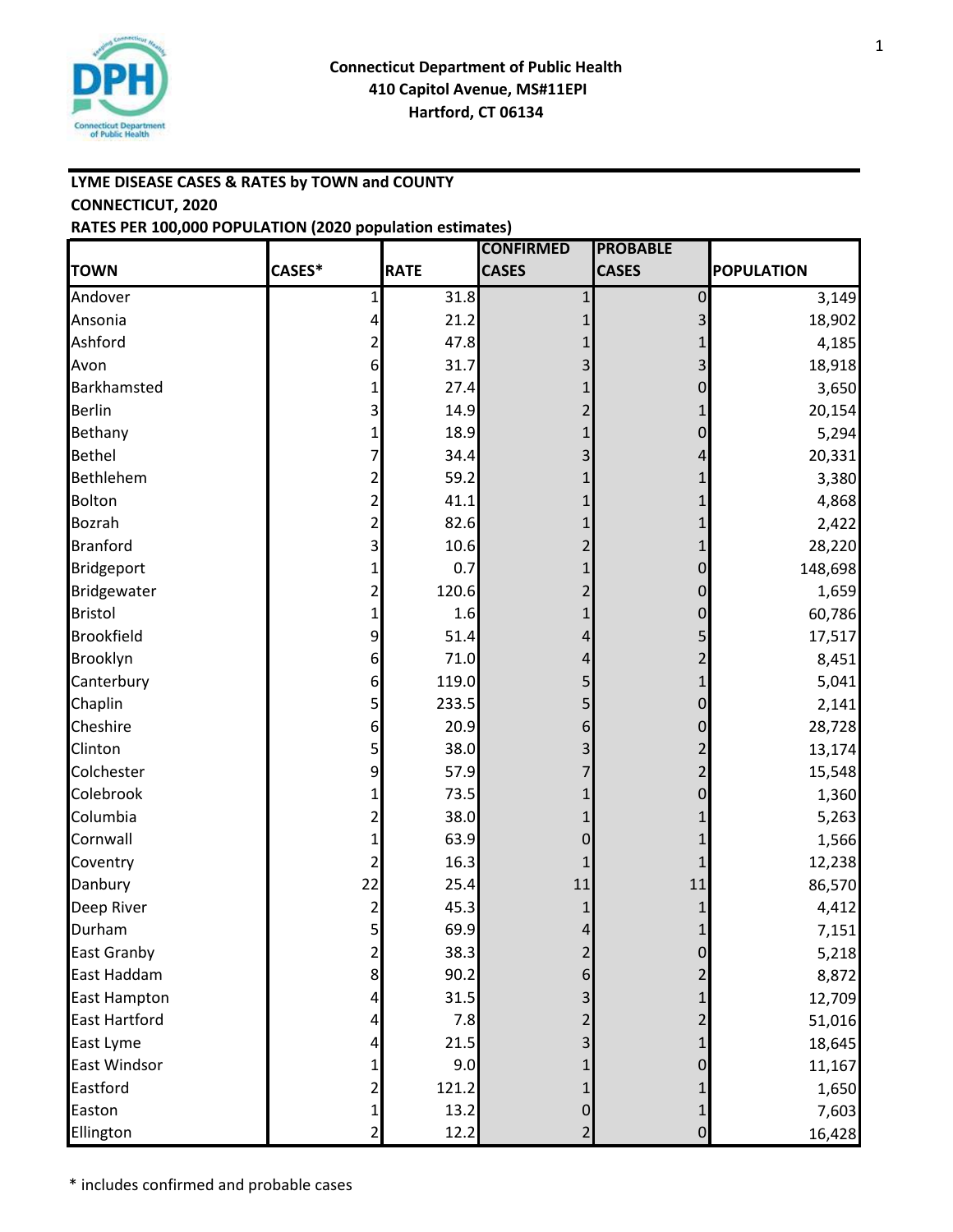Connecticut Department of Public Health
410 Capitol Avenue, MS#11EPI
Hartford, CT 06134

**LYME DISEASE CASES & RATES by TOWN and COUNTY**
**CONNECTICUT, 2020**
**RATES PER 100,000 POPULATION (2020 population estimates)**

| TOWN | CASES* | RATE | CONFIRMED CASES | PROBABLE CASES | POPULATION |
|---|---|---|---|---|---|
| Andover | 1 | 31.8 | 1 | 0 | 3,149 |
| Ansonia | 4 | 21.2 | 1 | 3 | 18,902 |
| Ashford | 2 | 47.8 | 1 | 1 | 4,185 |
| Avon | 6 | 31.7 | 3 | 3 | 18,918 |
| Barkhamsted | 1 | 27.4 | 1 | 0 | 3,650 |
| Berlin | 3 | 14.9 | 2 | 1 | 20,154 |
| Bethany | 1 | 18.9 | 1 | 0 | 5,294 |
| Bethel | 7 | 34.4 | 3 | 4 | 20,331 |
| Bethlehem | 2 | 59.2 | 1 | 1 | 3,380 |
| Bolton | 2 | 41.1 | 1 | 1 | 4,868 |
| Bozrah | 2 | 82.6 | 1 | 1 | 2,422 |
| Branford | 3 | 10.6 | 2 | 1 | 28,220 |
| Bridgeport | 1 | 0.7 | 1 | 0 | 148,698 |
| Bridgewater | 2 | 120.6 | 2 | 0 | 1,659 |
| Bristol | 1 | 1.6 | 1 | 0 | 60,786 |
| Brookfield | 9 | 51.4 | 4 | 5 | 17,517 |
| Brooklyn | 6 | 71.0 | 4 | 2 | 8,451 |
| Canterbury | 6 | 119.0 | 5 | 1 | 5,041 |
| Chaplin | 5 | 233.5 | 5 | 0 | 2,141 |
| Cheshire | 6 | 20.9 | 6 | 0 | 28,728 |
| Clinton | 5 | 38.0 | 3 | 2 | 13,174 |
| Colchester | 9 | 57.9 | 7 | 2 | 15,548 |
| Colebrook | 1 | 73.5 | 1 | 0 | 1,360 |
| Columbia | 2 | 38.0 | 1 | 1 | 5,263 |
| Cornwall | 1 | 63.9 | 0 | 1 | 1,566 |
| Coventry | 2 | 16.3 | 1 | 1 | 12,238 |
| Danbury | 22 | 25.4 | 11 | 11 | 86,570 |
| Deep River | 2 | 45.3 | 1 | 1 | 4,412 |
| Durham | 5 | 69.9 | 4 | 1 | 7,151 |
| East Granby | 2 | 38.3 | 2 | 0 | 5,218 |
| East Haddam | 8 | 90.2 | 6 | 2 | 8,872 |
| East Hampton | 4 | 31.5 | 3 | 1 | 12,709 |
| East Hartford | 4 | 7.8 | 2 | 2 | 51,016 |
| East Lyme | 4 | 21.5 | 3 | 1 | 18,645 |
| East Windsor | 1 | 9.0 | 1 | 0 | 11,167 |
| Eastford | 2 | 121.2 | 1 | 1 | 1,650 |
| Easton | 1 | 13.2 | 0 | 1 | 7,603 |
| Ellington | 2 | 12.2 | 2 | 0 | 16,428 |

* includes confirmed and probable cases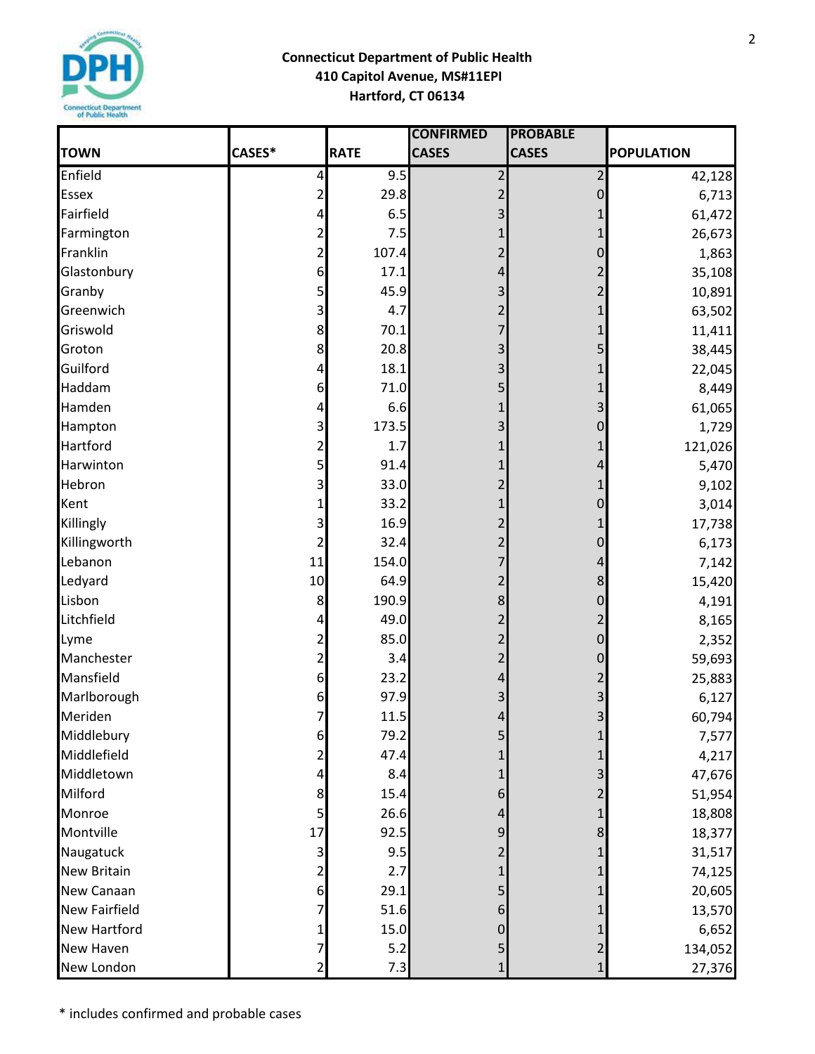**Connecticut Department of Public Health**
**410 Capitol Avenue, MS#11EPI**
**Hartford, CT 06134**

| TOWN | CASES* | RATE | CONFIRMED CASES | PROBABLE CASES | POPULATION |
|---|---|---|---|---|---|
| Enfield | 4 | 9.5 | 2 | 2 | 42,128 |
| Essex | 2 | 29.8 | 2 | 0 | 6,713 |
| Fairfield | 4 | 6.5 | 3 | 1 | 61,472 |
| Farmington | 2 | 7.5 | 1 | 1 | 26,673 |
| Franklin | 2 | 107.4 | 2 | 0 | 1,863 |
| Glastonbury | 6 | 17.1 | 4 | 2 | 35,108 |
| Granby | 5 | 45.9 | 3 | 2 | 10,891 |
| Greenwich | 3 | 4.7 | 2 | 1 | 63,502 |
| Griswold | 8 | 70.1 | 7 | 1 | 11,411 |
| Groton | 8 | 20.8 | 3 | 5 | 38,445 |
| Guilford | 4 | 18.1 | 3 | 1 | 22,045 |
| Haddam | 6 | 71.0 | 5 | 1 | 8,449 |
| Hamden | 4 | 6.6 | 1 | 3 | 61,065 |
| Hampton | 3 | 173.5 | 3 | 0 | 1,729 |
| Hartford | 2 | 1.7 | 1 | 1 | 121,026 |
| Harwinton | 5 | 91.4 | 1 | 4 | 5,470 |
| Hebron | 3 | 33.0 | 2 | 1 | 9,102 |
| Kent | 1 | 33.2 | 1 | 0 | 3,014 |
| Killingly | 3 | 16.9 | 2 | 1 | 17,738 |
| Killingworth | 2 | 32.4 | 2 | 0 | 6,173 |
| Lebanon | 11 | 154.0 | 7 | 4 | 7,142 |
| Ledyard | 10 | 64.9 | 2 | 8 | 15,420 |
| Lisbon | 8 | 190.9 | 8 | 0 | 4,191 |
| Litchfield | 4 | 49.0 | 2 | 2 | 8,165 |
| Lyme | 2 | 85.0 | 2 | 0 | 2,352 |
| Manchester | 2 | 3.4 | 2 | 0 | 59,693 |
| Mansfield | 6 | 23.2 | 4 | 2 | 25,883 |
| Marlborough | 6 | 97.9 | 3 | 3 | 6,127 |
| Meriden | 7 | 11.5 | 4 | 3 | 60,794 |
| Middlebury | 6 | 79.2 | 5 | 1 | 7,577 |
| Middlefield | 2 | 47.4 | 1 | 1 | 4,217 |
| Middletown | 4 | 8.4 | 1 | 3 | 47,676 |
| Milford | 8 | 15.4 | 6 | 2 | 51,954 |
| Monroe | 5 | 26.6 | 4 | 1 | 18,808 |
| Montville | 17 | 92.5 | 9 | 8 | 18,377 |
| Naugatuck | 3 | 9.5 | 2 | 1 | 31,517 |
| New Britain | 2 | 2.7 | 1 | 1 | 74,125 |
| New Canaan | 6 | 29.1 | 5 | 1 | 20,605 |
| New Fairfield | 7 | 51.6 | 6 | 1 | 13,570 |
| New Hartford | 1 | 15.0 | 0 | 1 | 6,652 |
| New Haven | 7 | 5.2 | 5 | 2 | 134,052 |
| New London | 2 | 7.3 | 1 | 1 | 27,376 |

* includes confirmed and probable cases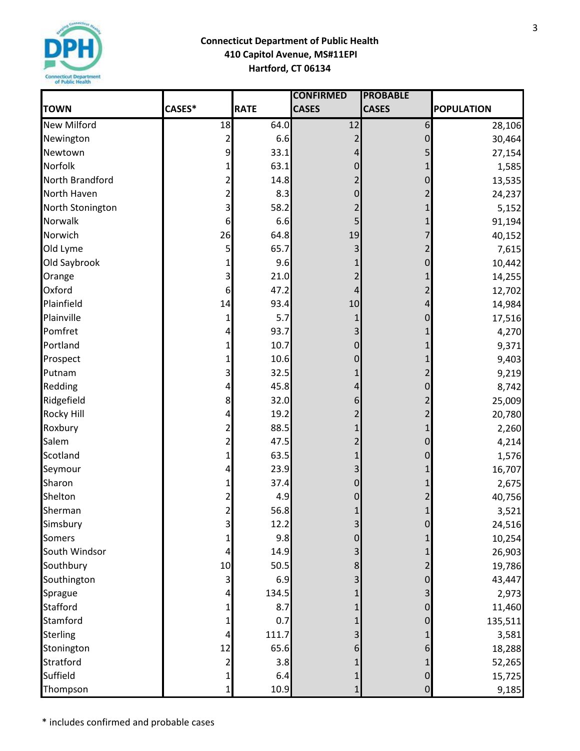**Connecticut Department of Public Health**
**410 Capitol Avenue, MS#11EPI**
**Hartford, CT 06134**

| TOWN | CASES* | RATE | CONFIRMED CASES | PROBABLE CASES | POPULATION |
|---|---|---|---|---|---|
| New Milford | 18 | 64.0 | 12 | 6 | 28,106 |
| Newington | 2 | 6.6 | 2 | 0 | 30,464 |
| Newtown | 9 | 33.1 | 4 | 5 | 27,154 |
| Norfolk | 1 | 63.1 | 0 | 1 | 1,585 |
| North Brandford | 2 | 14.8 | 2 | 0 | 13,535 |
| North Haven | 2 | 8.3 | 0 | 2 | 24,237 |
| North Stonington | 3 | 58.2 | 2 | 1 | 5,152 |
| Norwalk | 6 | 6.6 | 5 | 1 | 91,194 |
| Norwich | 26 | 64.8 | 19 | 7 | 40,152 |
| Old Lyme | 5 | 65.7 | 3 | 2 | 7,615 |
| Old Saybrook | 1 | 9.6 | 1 | 0 | 10,442 |
| Orange | 3 | 21.0 | 2 | 1 | 14,255 |
| Oxford | 6 | 47.2 | 4 | 2 | 12,702 |
| Plainfield | 14 | 93.4 | 10 | 4 | 14,984 |
| Plainville | 1 | 5.7 | 1 | 0 | 17,516 |
| Pomfret | 4 | 93.7 | 3 | 1 | 4,270 |
| Portland | 1 | 10.7 | 0 | 1 | 9,371 |
| Prospect | 1 | 10.6 | 0 | 1 | 9,403 |
| Putnam | 3 | 32.5 | 1 | 2 | 9,219 |
| Redding | 4 | 45.8 | 4 | 0 | 8,742 |
| Ridgefield | 8 | 32.0 | 6 | 2 | 25,009 |
| Rocky Hill | 4 | 19.2 | 2 | 2 | 20,780 |
| Roxbury | 2 | 88.5 | 1 | 1 | 2,260 |
| Salem | 2 | 47.5 | 2 | 0 | 4,214 |
| Scotland | 1 | 63.5 | 1 | 0 | 1,576 |
| Seymour | 4 | 23.9 | 3 | 1 | 16,707 |
| Sharon | 1 | 37.4 | 0 | 1 | 2,675 |
| Shelton | 2 | 4.9 | 0 | 2 | 40,756 |
| Sherman | 2 | 56.8 | 1 | 1 | 3,521 |
| Simsbury | 3 | 12.2 | 3 | 0 | 24,516 |
| Somers | 1 | 9.8 | 0 | 1 | 10,254 |
| South Windsor | 4 | 14.9 | 3 | 1 | 26,903 |
| Southbury | 10 | 50.5 | 8 | 2 | 19,786 |
| Southington | 3 | 6.9 | 3 | 0 | 43,447 |
| Sprague | 4 | 134.5 | 1 | 3 | 2,973 |
| Stafford | 1 | 8.7 | 1 | 0 | 11,460 |
| Stamford | 1 | 0.7 | 1 | 0 | 135,511 |
| Sterling | 4 | 111.7 | 3 | 1 | 3,581 |
| Stonington | 12 | 65.6 | 6 | 6 | 18,288 |
| Stratford | 2 | 3.8 | 1 | 1 | 52,265 |
| Suffield | 1 | 6.4 | 1 | 0 | 15,725 |
| Thompson | 1 | 10.9 | 1 | 0 | 9,185 |

* includes confirmed and probable cases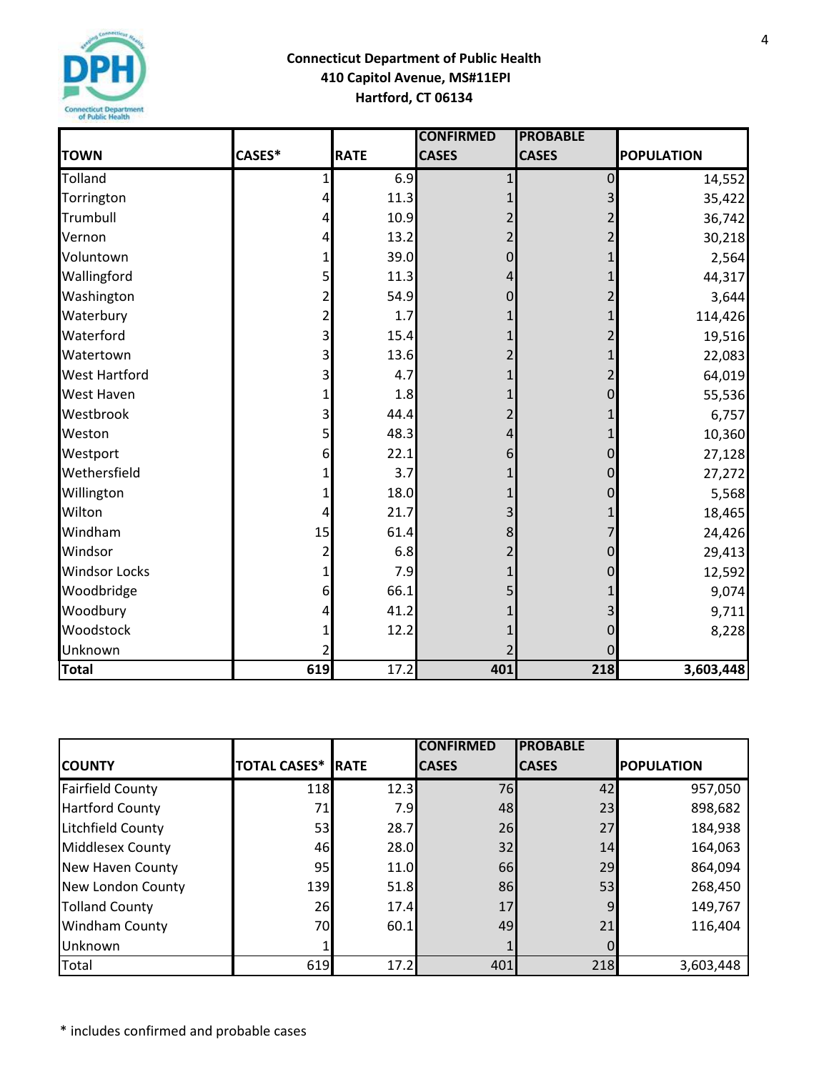**Connecticut Department of Public Health**
**410 Capitol Avenue, MS#11EPI**
**Hartford, CT 06134**

| TOWN | CASES* | RATE | CONFIRMED CASES | PROBABLE CASES | POPULATION |
|---|---|---|---|---|---|
| Tolland | 1 | 6.9 | 1 | 0 | 14,552 |
| Torrington | 4 | 11.3 | 1 | 3 | 35,422 |
| Trumbull | 4 | 10.9 | 2 | 2 | 36,742 |
| Vernon | 4 | 13.2 | 2 | 2 | 30,218 |
| Voluntown | 1 | 39.0 | 0 | 1 | 2,564 |
| Wallingford | 5 | 11.3 | 4 | 1 | 44,317 |
| Washington | 2 | 54.9 | 0 | 2 | 3,644 |
| Waterbury | 2 | 1.7 | 1 | 1 | 114,426 |
| Waterford | 3 | 15.4 | 1 | 2 | 19,516 |
| Watertown | 3 | 13.6 | 2 | 1 | 22,083 |
| West Hartford | 3 | 4.7 | 1 | 2 | 64,019 |
| West Haven | 1 | 1.8 | 1 | 0 | 55,536 |
| Westbrook | 3 | 44.4 | 2 | 1 | 6,757 |
| Weston | 5 | 48.3 | 4 | 1 | 10,360 |
| Westport | 6 | 22.1 | 6 | 0 | 27,128 |
| Wethersfield | 1 | 3.7 | 1 | 0 | 27,272 |
| Willington | 1 | 18.0 | 1 | 0 | 5,568 |
| Wilton | 4 | 21.7 | 3 | 1 | 18,465 |
| Windham | 15 | 61.4 | 8 | 7 | 24,426 |
| Windsor | 2 | 6.8 | 2 | 0 | 29,413 |
| Windsor Locks | 1 | 7.9 | 1 | 0 | 12,592 |
| Woodbridge | 6 | 66.1 | 5 | 1 | 9,074 |
| Woodbury | 4 | 41.2 | 1 | 3 | 9,711 |
| Woodstock | 1 | 12.2 | 1 | 0 | 8,228 |
| Unknown | 2 | | 2 | 0 | |
| **Total** | **619** | 17.2 | **401** | **218** | **3,603,448** |

| COUNTY | TOTAL CASES* | RATE | CONFIRMED CASES | PROBABLE CASES | POPULATION |
|---|---|---|---|---|---|
| Fairfield County | 118 | 12.3 | 76 | 42 | 957,050 |
| Hartford County | 71 | 7.9 | 48 | 23 | 898,682 |
| Litchfield County | 53 | 28.7 | 26 | 27 | 184,938 |
| Middlesex County | 46 | 28.0 | 32 | 14 | 164,063 |
| New Haven County | 95 | 11.0 | 66 | 29 | 864,094 |
| New London County | 139 | 51.8 | 86 | 53 | 268,450 |
| Tolland County | 26 | 17.4 | 17 | 9 | 149,767 |
| Windham County | 70 | 60.1 | 49 | 21 | 116,404 |
| Unknown | 1 | | 1 | 0 | |
| Total | 619 | 17.2 | 401 | 218 | 3,603,448 |

* includes confirmed and probable cases